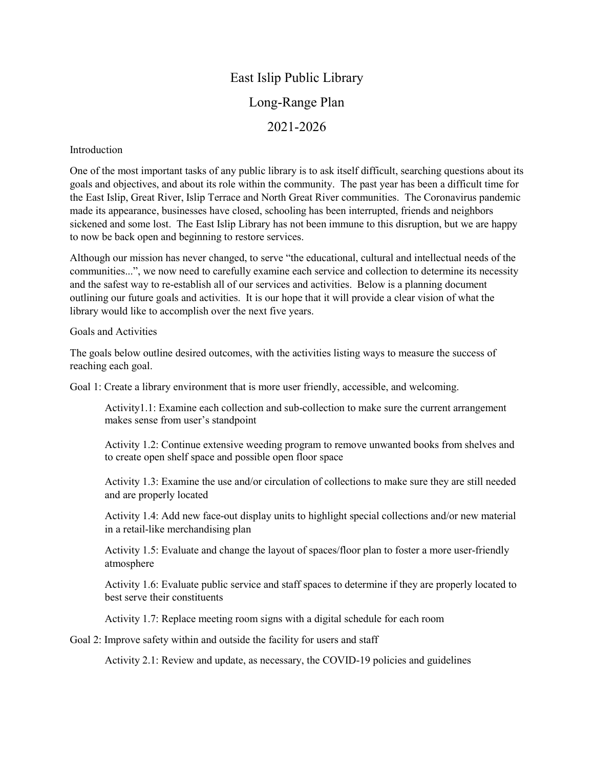# East Islip Public Library

# Long-Range Plan

# 2021-2026

## Introduction

One of the most important tasks of any public library is to ask itself difficult, searching questions about its goals and objectives, and about its role within the community. The past year has been a difficult time for the East Islip, Great River, Islip Terrace and North Great River communities. The Coronavirus pandemic made its appearance, businesses have closed, schooling has been interrupted, friends and neighbors sickened and some lost. The East Islip Library has not been immune to this disruption, but we are happy to now be back open and beginning to restore services.

Although our mission has never changed, to serve "the educational, cultural and intellectual needs of the communities...", we now need to carefully examine each service and collection to determine its necessity and the safest way to re-establish all of our services and activities. Below is a planning document outlining our future goals and activities. It is our hope that it will provide a clear vision of what the library would like to accomplish over the next five years.

## Goals and Activities

The goals below outline desired outcomes, with the activities listing ways to measure the success of reaching each goal.

Goal 1: Create a library environment that is more user friendly, accessible, and welcoming.

> Activity1.1: Examine each collection and sub-collection to make sure the current arrangement makes sense from user's standpoint
>
> Activity 1.2: Continue extensive weeding program to remove unwanted books from shelves and to create open shelf space and possible open floor space
>
> Activity 1.3: Examine the use and/or circulation of collections to make sure they are still needed and are properly located
>
> Activity 1.4: Add new face-out display units to highlight special collections and/or new material in a retail-like merchandising plan
>
> Activity 1.5: Evaluate and change the layout of spaces/floor plan to foster a more user-friendly atmosphere
>
> Activity 1.6: Evaluate public service and staff spaces to determine if they are properly located to best serve their constituents
>
> Activity 1.7: Replace meeting room signs with a digital schedule for each room

Goal 2: Improve safety within and outside the facility for users and staff

> Activity 2.1: Review and update, as necessary, the COVID-19 policies and guidelines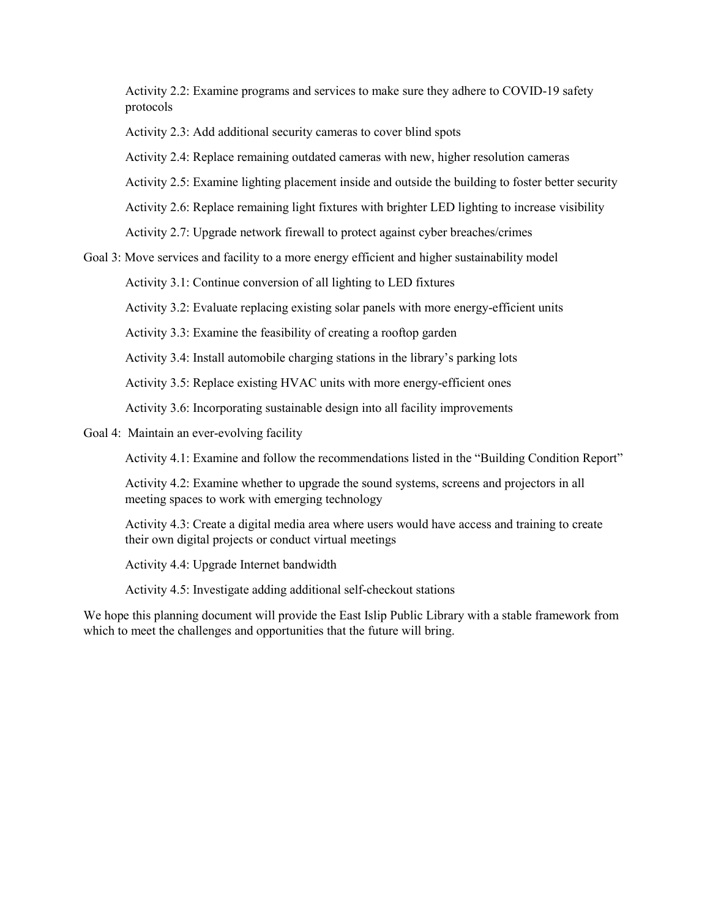Activity 2.2: Examine programs and services to make sure they adhere to COVID-19 safety protocols

Activity 2.3: Add additional security cameras to cover blind spots

Activity 2.4: Replace remaining outdated cameras with new, higher resolution cameras

Activity 2.5: Examine lighting placement inside and outside the building to foster better security

Activity 2.6: Replace remaining light fixtures with brighter LED lighting to increase visibility

Activity 2.7: Upgrade network firewall to protect against cyber breaches/crimes

Goal 3: Move services and facility to a more energy efficient and higher sustainability model

Activity 3.1: Continue conversion of all lighting to LED fixtures

Activity 3.2: Evaluate replacing existing solar panels with more energy-efficient units

Activity 3.3: Examine the feasibility of creating a rooftop garden

Activity 3.4: Install automobile charging stations in the library's parking lots

Activity 3.5: Replace existing HVAC units with more energy-efficient ones

Activity 3.6: Incorporating sustainable design into all facility improvements

Goal 4: Maintain an ever-evolving facility

Activity 4.1: Examine and follow the recommendations listed in the "Building Condition Report"

Activity 4.2: Examine whether to upgrade the sound systems, screens and projectors in all meeting spaces to work with emerging technology

Activity 4.3: Create a digital media area where users would have access and training to create their own digital projects or conduct virtual meetings

Activity 4.4: Upgrade Internet bandwidth

Activity 4.5: Investigate adding additional self-checkout stations

We hope this planning document will provide the East Islip Public Library with a stable framework from which to meet the challenges and opportunities that the future will bring.